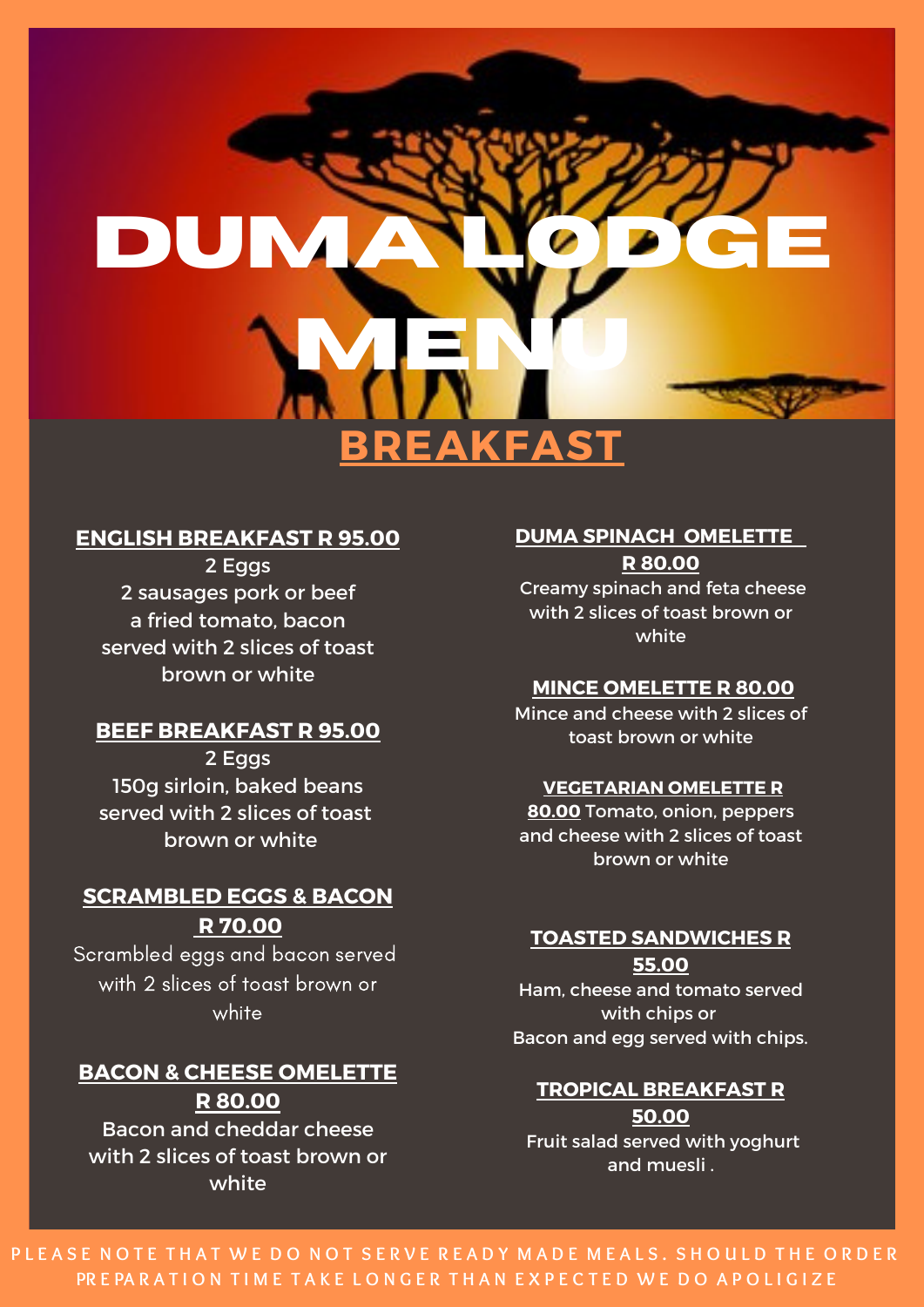# DUMA LODGE MENU

## BREAKFAST

### ENGLISH BREAKFAST R 95.00

2 Eggs
2 sausages pork or beef
a fried tomato, bacon
served with 2 slices of toast
brown or white

### BEEF BREAKFAST R 95.00

2 Eggs
150g sirloin, baked beans
served with 2 slices of toast
brown or white

### SCRAMBLED EGGS & BACON R 70.00

Scrambled eggs and bacon served with 2 slices of toast brown or white

### BACON & CHEESE OMELETTE R 80.00

Bacon and cheddar cheese with 2 slices of toast brown or white

### DUMA SPINACH OMELETTE R 80.00

Creamy spinach and feta cheese with 2 slices of toast brown or white

### MINCE OMELETTE R 80.00

Mince and cheese with 2 slices of toast brown or white

### VEGETARIAN OMELETTE R 80.00

Tomato, onion, peppers and cheese with 2 slices of toast brown or white

### TOASTED SANDWICHES R 55.00

Ham, cheese and tomato served with chips or
Bacon and egg served with chips.

### TROPICAL BREAKFAST R 50.00

Fruit salad served with yoghurt and muesli .

PLEASE NOTE THAT WE DO NOT SERVE READY MADE MEALS. SHOULD THE ORDER PREPARATION TIME TAKE LONGER THAN EXPECTED WE DO APOLIGIZE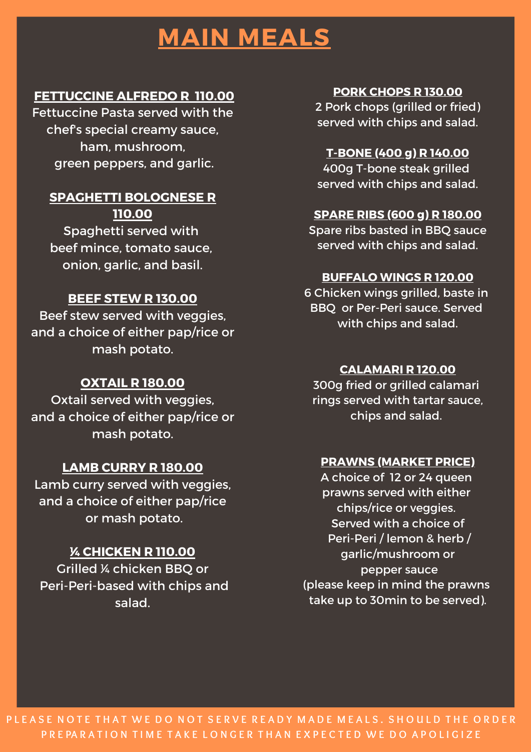# MAIN MEALS

**FETTUCCINE ALFREDO R 110.00**
Fettuccine Pasta served with the chef's special creamy sauce, ham, mushroom, green peppers, and garlic.

**SPAGHETTI BOLOGNESE R 110.00**
Spaghetti served with beef mince, tomato sauce, onion, garlic, and basil.

**BEEF STEW R 130.00**
Beef stew served with veggies, and a choice of either pap/rice or mash potato.

**OXTAIL R 180.00**
Oxtail served with veggies, and a choice of either pap/rice or mash potato.

**LAMB CURRY R 180.00**
Lamb curry served with veggies, and a choice of either pap/rice or mash potato.

**¼ CHICKEN R 110.00**
Grilled ¼ chicken BBQ or Peri-Peri-based with chips and salad.

**PORK CHOPS R 130.00**
2 Pork chops (grilled or fried) served with chips and salad.

**T-BONE (400 g) R 140.00**
400g T-bone steak grilled served with chips and salad.

**SPARE RIBS (600 g) R 180.00**
Spare ribs basted in BBQ sauce served with chips and salad.

**BUFFALO WINGS R 120.00**
6 Chicken wings grilled, baste in BBQ or Per-Peri sauce. Served with chips and salad.

**CALAMARI R 120.00**
300g fried or grilled calamari rings served with tartar sauce, chips and salad.

**PRAWNS (MARKET PRICE)**
A choice of 12 or 24 queen prawns served with either chips/rice or veggies. Served with a choice of Peri-Peri / lemon & herb / garlic/mushroom or pepper sauce (please keep in mind the prawns take up to 30min to be served).

PLEASE NOTE THAT WE DO NOT SERVE READY MADE MEALS. SHOULD THE ORDER PREPARATION TIME TAKE LONGER THAN EXPECTED WE DO APOLIGIZE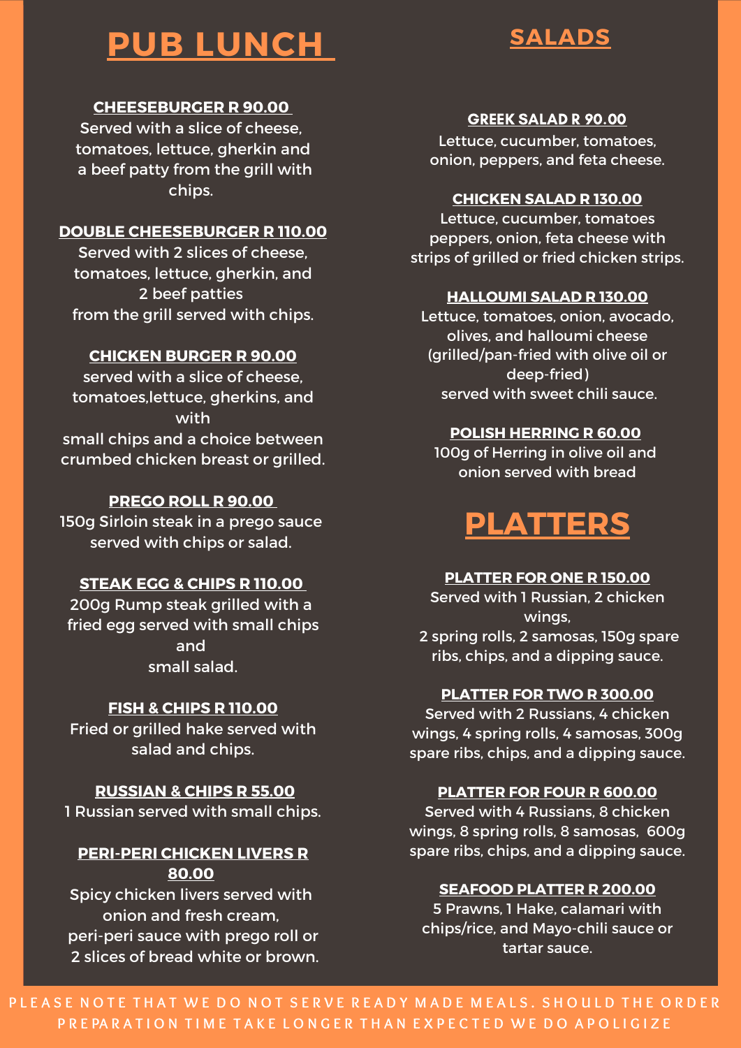# PUB LUNCH

### CHEESEBURGER R 90.00

Served with a slice of cheese, tomatoes, lettuce, gherkin and a beef patty from the grill with chips.

### DOUBLE CHEESEBURGER R 110.00

Served with 2 slices of cheese, tomatoes, lettuce, gherkin, and 2 beef patties from the grill served with chips.

### CHICKEN BURGER R 90.00

served with a slice of cheese, tomatoes,lettuce, gherkins, and with small chips and a choice between crumbed chicken breast or grilled.

### PREGO ROLL R 90.00

150g Sirloin steak in a prego sauce served with chips or salad.

### STEAK EGG & CHIPS R 110.00

200g Rump steak grilled with a fried egg served with small chips and small salad.

### FISH & CHIPS R 110.00

Fried or grilled hake served with salad and chips.

### RUSSIAN & CHIPS R 55.00

1 Russian served with small chips.

### PERI-PERI CHICKEN LIVERS R 80.00

Spicy chicken livers served with onion and fresh cream, peri-peri sauce with prego roll or 2 slices of bread white or brown.

# SALADS

### GREEK SALAD R 90.00

Lettuce, cucumber, tomatoes, onion, peppers, and feta cheese.

### CHICKEN SALAD R 130.00

Lettuce, cucumber, tomatoes peppers, onion, feta cheese with strips of grilled or fried chicken strips.

### HALLOUMI SALAD R 130.00

Lettuce, tomatoes, onion, avocado, olives, and halloumi cheese (grilled/pan-fried with olive oil or deep-fried) served with sweet chili sauce.

### POLISH HERRING R 60.00

100g of Herring in olive oil and onion served with bread

# PLATTERS

### PLATTER FOR ONE R 150.00

Served with 1 Russian, 2 chicken wings, 2 spring rolls, 2 samosas, 150g spare ribs, chips, and a dipping sauce.

### PLATTER FOR TWO R 300.00

Served with 2 Russians, 4 chicken wings, 4 spring rolls, 4 samosas, 300g spare ribs, chips, and a dipping sauce.

### PLATTER FOR FOUR R 600.00

Served with 4 Russians, 8 chicken wings, 8 spring rolls, 8 samosas, 600g spare ribs, chips, and a dipping sauce.

### SEAFOOD PLATTER R 200.00

5 Prawns, 1 Hake, calamari with chips/rice, and Mayo-chili sauce or tartar sauce.

PLEASE NOTE THAT WE DO NOT SERVE READY MADE MEALS. SHOULD THE ORDER PREPARATION TIME TAKE LONGER THAN EXPECTED WE DO APOLIGIZE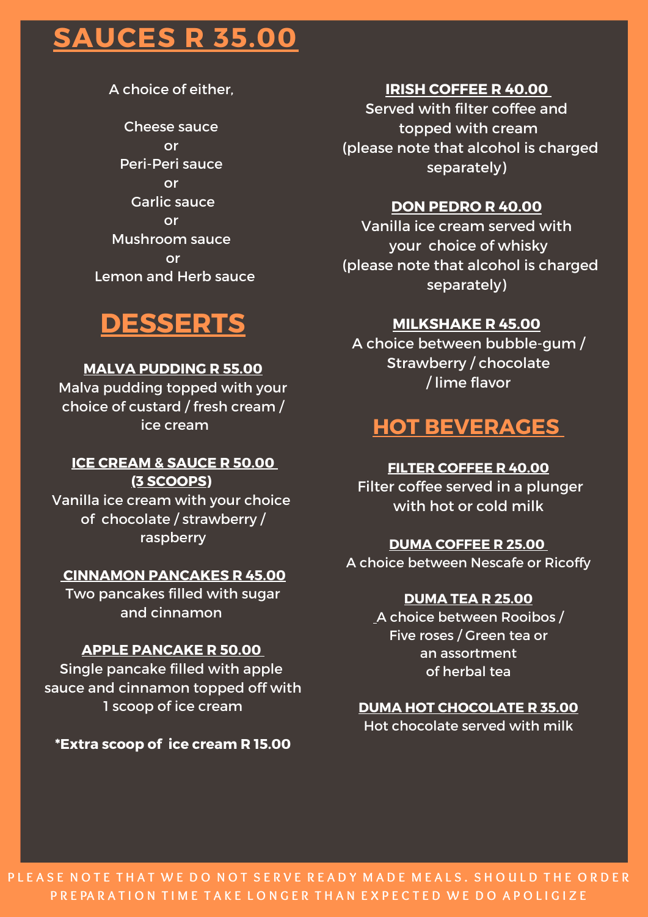# SAUCES R 35.00

A choice of either,

Cheese sauce
or
Peri-Peri sauce
or
Garlic sauce
or
Mushroom sauce
or
Lemon and Herb sauce

# DESSERTS

**MALVA PUDDING R 55.00**
Malva pudding topped with your choice of custard / fresh cream / ice cream

**ICE CREAM & SAUCE R 50.00 (3 SCOOPS)**
Vanilla ice cream with your choice of chocolate / strawberry / raspberry

**CINNAMON PANCAKES R 45.00**
Two pancakes filled with sugar and cinnamon

**APPLE PANCAKE R 50.00**
Single pancake filled with apple sauce and cinnamon topped off with 1 scoop of ice cream

**\*Extra scoop of ice cream R 15.00**

**IRISH COFFEE R 40.00**
Served with filter coffee and topped with cream
(please note that alcohol is charged separately)

**DON PEDRO R 40.00**
Vanilla ice cream served with your choice of whisky
(please note that alcohol is charged separately)

**MILKSHAKE R 45.00**
A choice between bubble-gum / Strawberry / chocolate / lime flavor

# HOT BEVERAGES

**FILTER COFFEE R 40.00**
Filter coffee served in a plunger with hot or cold milk

**DUMA COFFEE R 25.00**
A choice between Nescafe or Ricoffy

**DUMA TEA R 25.00**
A choice between Rooibos / Five roses / Green tea or an assortment of herbal tea

**DUMA HOT CHOCOLATE R 35.00**
Hot chocolate served with milk

PLEASE NOTE THAT WE DO NOT SERVE READY MADE MEALS. SHOULD THE ORDER PREPARATION TIME TAKE LONGER THAN EXPECTED WE DO APOLIGIZE